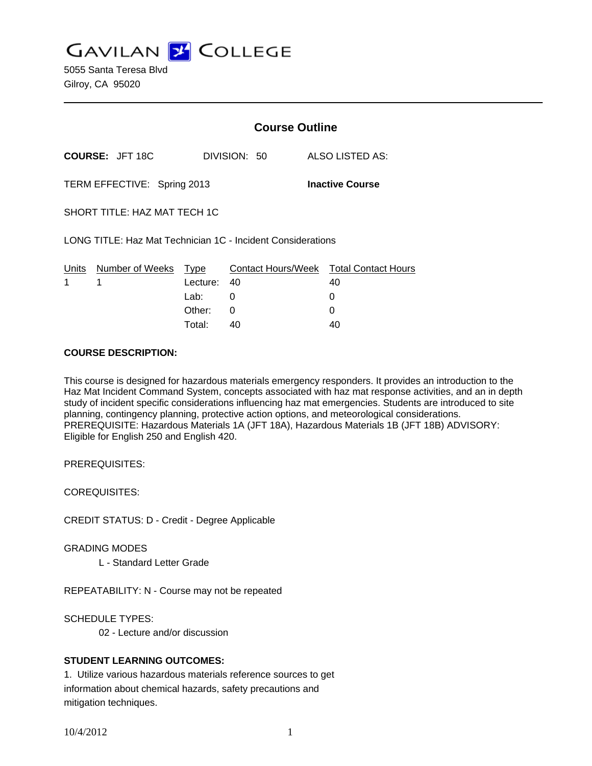# GAVILAN COLLEGE

5055 Santa Teresa Blvd
Gilroy, CA 95020

## Course Outline

**COURSE:** JFT 18C  DIVISION: 50  ALSO LISTED AS:

TERM EFFECTIVE: Spring 2013  **Inactive Course**

SHORT TITLE: HAZ MAT TECH 1C

LONG TITLE: Haz Mat Technician 1C - Incident Considerations

| Units | Number of Weeks | Type | Contact Hours/Week | Total Contact Hours |
|---|---|---|---|---|
| 1 | 1 | Lecture: | 40 | 40 |
| | | Lab: | 0 | 0 |
| | | Other: | 0 | 0 |
| | | Total: | 40 | 40 |

**COURSE DESCRIPTION:**

This course is designed for hazardous materials emergency responders. It provides an introduction to the Haz Mat Incident Command System, concepts associated with haz mat response activities, and an in depth study of incident specific considerations influencing haz mat emergencies. Students are introduced to site planning, contingency planning, protective action options, and meteorological considerations. PREREQUISITE: Hazardous Materials 1A (JFT 18A), Hazardous Materials 1B (JFT 18B) ADVISORY: Eligible for English 250 and English 420.

PREREQUISITES:

COREQUISITES:

CREDIT STATUS: D - Credit - Degree Applicable

GRADING MODES

L - Standard Letter Grade

REPEATABILITY: N - Course may not be repeated

SCHEDULE TYPES:

02 - Lecture and/or discussion

**STUDENT LEARNING OUTCOMES:**

1. Utilize various hazardous materials reference sources to get information about chemical hazards, safety precautions and mitigation techniques.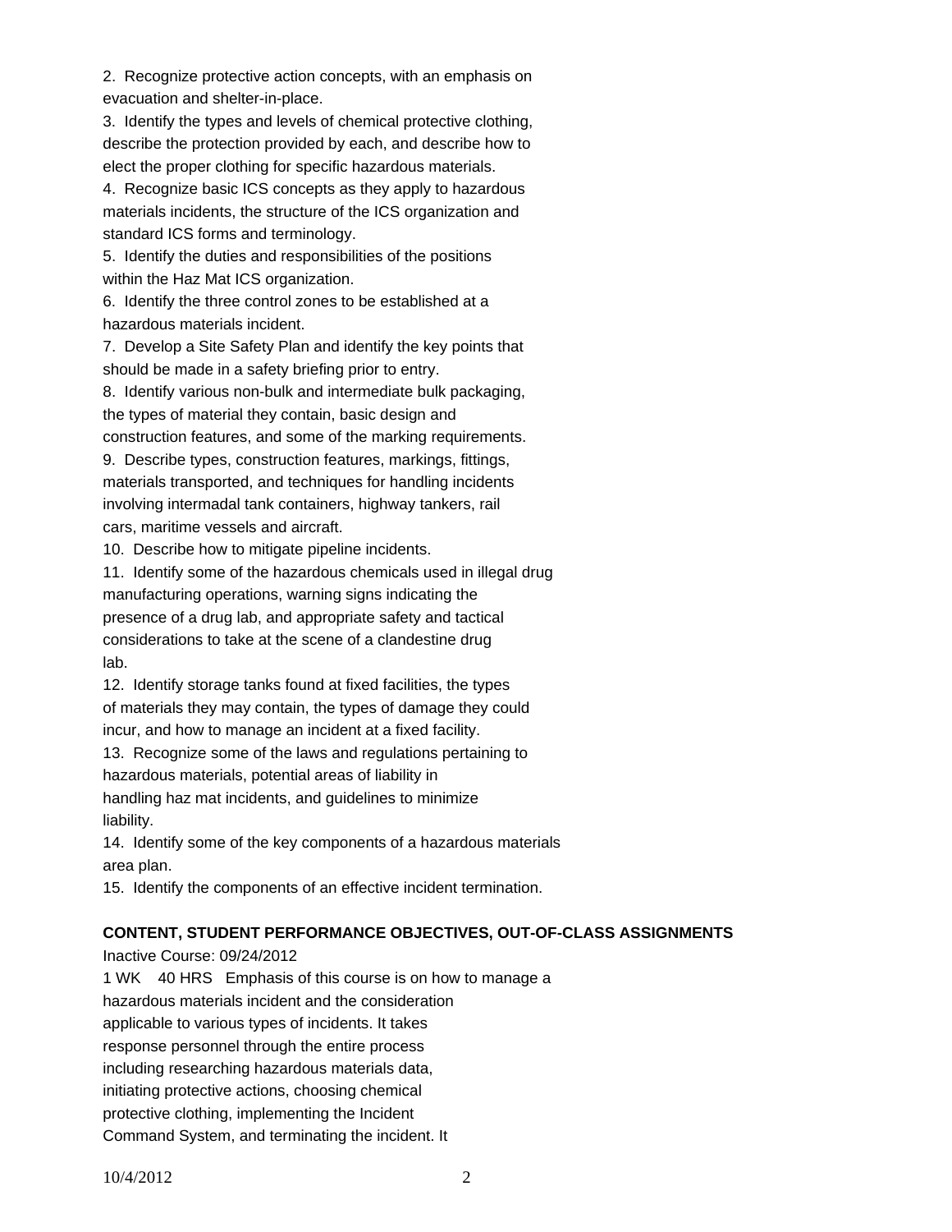2. Recognize protective action concepts, with an emphasis on evacuation and shelter-in-place.
3. Identify the types and levels of chemical protective clothing, describe the protection provided by each, and describe how to elect the proper clothing for specific hazardous materials.
4. Recognize basic ICS concepts as they apply to hazardous materials incidents, the structure of the ICS organization and standard ICS forms and terminology.
5. Identify the duties and responsibilities of the positions within the Haz Mat ICS organization.
6. Identify the three control zones to be established at a hazardous materials incident.
7. Develop a Site Safety Plan and identify the key points that should be made in a safety briefing prior to entry.
8. Identify various non-bulk and intermediate bulk packaging, the types of material they contain, basic design and construction features, and some of the marking requirements.
9. Describe types, construction features, markings, fittings, materials transported, and techniques for handling incidents involving intermadal tank containers, highway tankers, rail cars, maritime vessels and aircraft.
10. Describe how to mitigate pipeline incidents.
11. Identify some of the hazardous chemicals used in illegal drug manufacturing operations, warning signs indicating the presence of a drug lab, and appropriate safety and tactical considerations to take at the scene of a clandestine drug lab.
12. Identify storage tanks found at fixed facilities, the types of materials they may contain, the types of damage they could incur, and how to manage an incident at a fixed facility.
13. Recognize some of the laws and regulations pertaining to hazardous materials, potential areas of liability in handling haz mat incidents, and guidelines to minimize liability.
14. Identify some of the key components of a hazardous materials area plan.
15. Identify the components of an effective incident termination.

**CONTENT, STUDENT PERFORMANCE OBJECTIVES, OUT-OF-CLASS ASSIGNMENTS**

Inactive Course: 09/24/2012

1 WK 40 HRS Emphasis of this course is on how to manage a hazardous materials incident and the consideration applicable to various types of incidents. It takes response personnel through the entire process including researching hazardous materials data, initiating protective actions, choosing chemical protective clothing, implementing the Incident Command System, and terminating the incident. It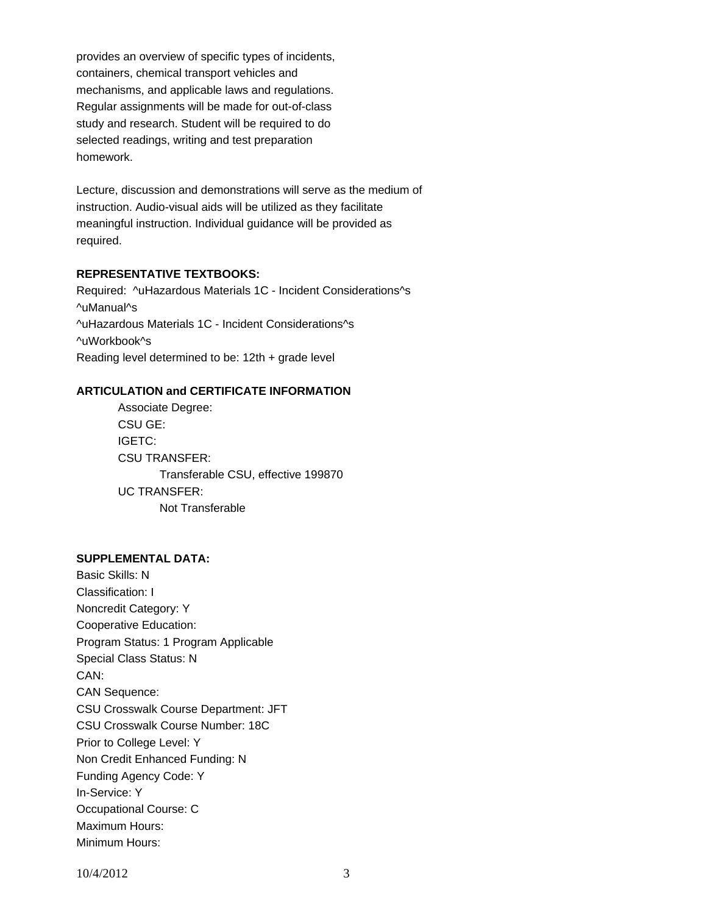provides an overview of specific types of incidents, containers, chemical transport vehicles and mechanisms, and applicable laws and regulations. Regular assignments will be made for out-of-class study and research. Student will be required to do selected readings, writing and test preparation homework.

Lecture, discussion and demonstrations will serve as the medium of instruction. Audio-visual aids will be utilized as they facilitate meaningful instruction. Individual guidance will be provided as required.

**REPRESENTATIVE TEXTBOOKS:**

Required: ^uHazardous Materials 1C - Incident Considerations^s ^uManual^s
^uHazardous Materials 1C - Incident Considerations^s ^uWorkbook^s
Reading level determined to be: 12th + grade level

**ARTICULATION and CERTIFICATE INFORMATION**

Associate Degree:
CSU GE:
IGETC:
CSU TRANSFER:
Transferable CSU, effective 199870
UC TRANSFER:
Not Transferable

**SUPPLEMENTAL DATA:**

Basic Skills: N
Classification: I
Noncredit Category: Y
Cooperative Education:
Program Status: 1 Program Applicable
Special Class Status: N
CAN:
CAN Sequence:
CSU Crosswalk Course Department: JFT
CSU Crosswalk Course Number: 18C
Prior to College Level: Y
Non Credit Enhanced Funding: N
Funding Agency Code: Y
In-Service: Y
Occupational Course: C
Maximum Hours:
Minimum Hours: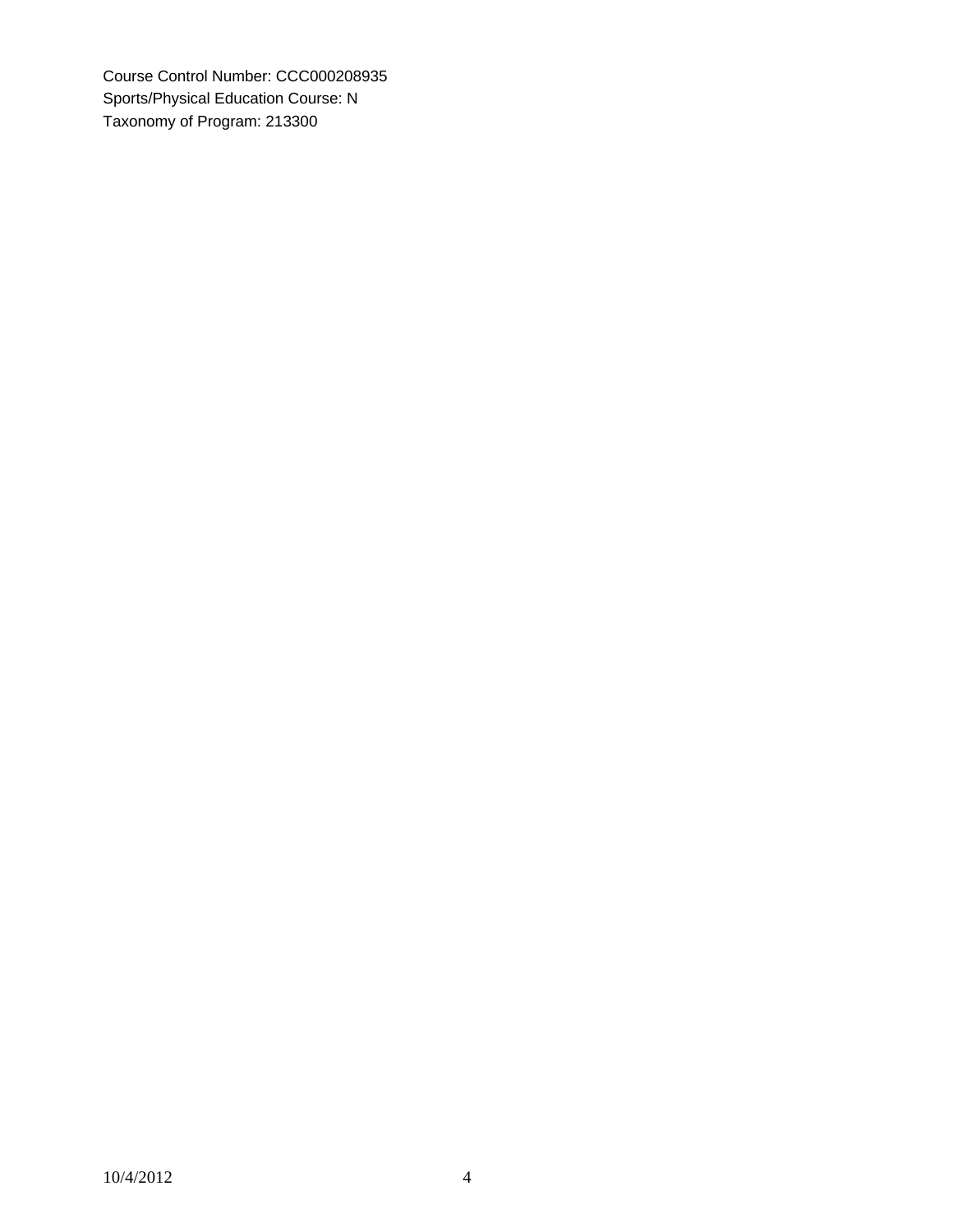Course Control Number: CCC000208935
Sports/Physical Education Course: N
Taxonomy of Program: 213300